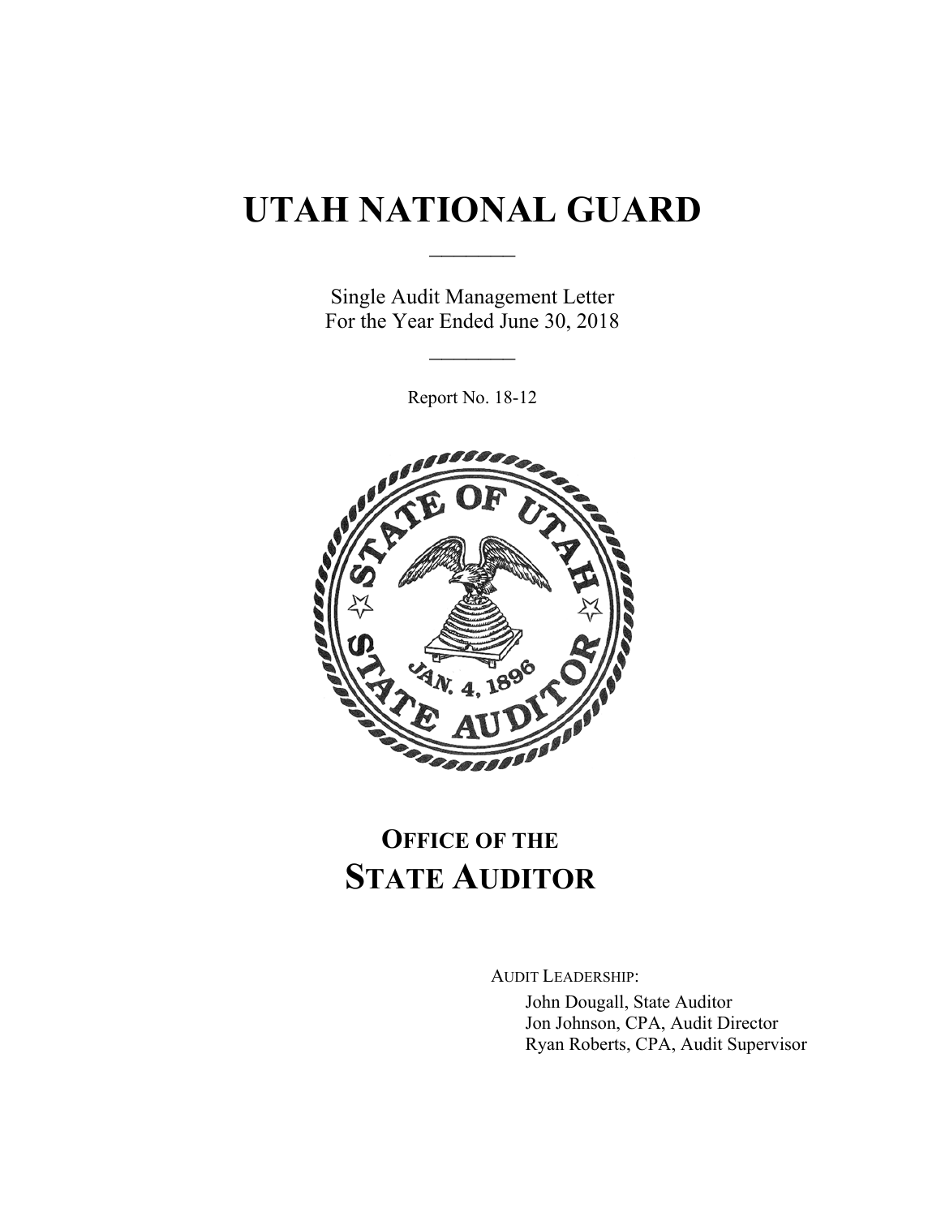# UTAH NATIONAL GUARD

Single Audit Management Letter
For the Year Ended June 30, 2018

Report No. 18-12

## OFFICE OF THE STATE AUDITOR

AUDIT LEADERSHIP:

John Dougall, State Auditor
Jon Johnson, CPA, Audit Director
Ryan Roberts, CPA, Audit Supervisor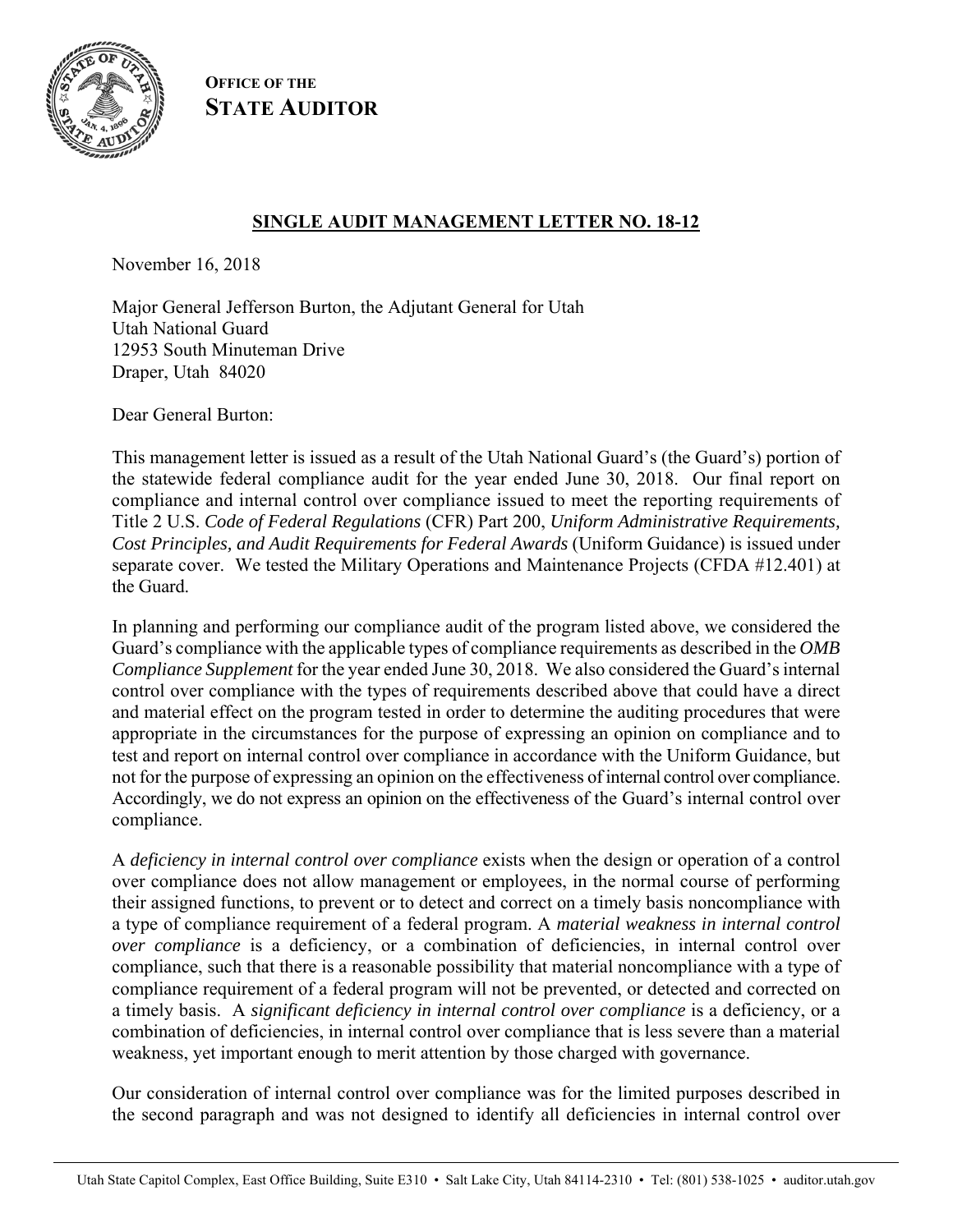**OFFICE OF THE STATE AUDITOR**

## SINGLE AUDIT MANAGEMENT LETTER NO. 18-12

November 16, 2018

Major General Jefferson Burton, the Adjutant General for Utah
Utah National Guard
12953 South Minuteman Drive
Draper, Utah 84020

Dear General Burton:

This management letter is issued as a result of the Utah National Guard's (the Guard's) portion of the statewide federal compliance audit for the year ended June 30, 2018. Our final report on compliance and internal control over compliance issued to meet the reporting requirements of Title 2 U.S. *Code of Federal Regulations* (CFR) Part 200, *Uniform Administrative Requirements, Cost Principles, and Audit Requirements for Federal Awards* (Uniform Guidance) is issued under separate cover. We tested the Military Operations and Maintenance Projects (CFDA #12.401) at the Guard.

In planning and performing our compliance audit of the program listed above, we considered the Guard's compliance with the applicable types of compliance requirements as described in the *OMB Compliance Supplement* for the year ended June 30, 2018. We also considered the Guard's internal control over compliance with the types of requirements described above that could have a direct and material effect on the program tested in order to determine the auditing procedures that were appropriate in the circumstances for the purpose of expressing an opinion on compliance and to test and report on internal control over compliance in accordance with the Uniform Guidance, but not for the purpose of expressing an opinion on the effectiveness of internal control over compliance. Accordingly, we do not express an opinion on the effectiveness of the Guard's internal control over compliance.

A *deficiency in internal control over compliance* exists when the design or operation of a control over compliance does not allow management or employees, in the normal course of performing their assigned functions, to prevent or to detect and correct on a timely basis noncompliance with a type of compliance requirement of a federal program. A *material weakness in internal control over compliance* is a deficiency, or a combination of deficiencies, in internal control over compliance, such that there is a reasonable possibility that material noncompliance with a type of compliance requirement of a federal program will not be prevented, or detected and corrected on a timely basis. A *significant deficiency in internal control over compliance* is a deficiency, or a combination of deficiencies, in internal control over compliance that is less severe than a material weakness, yet important enough to merit attention by those charged with governance.

Our consideration of internal control over compliance was for the limited purposes described in the second paragraph and was not designed to identify all deficiencies in internal control over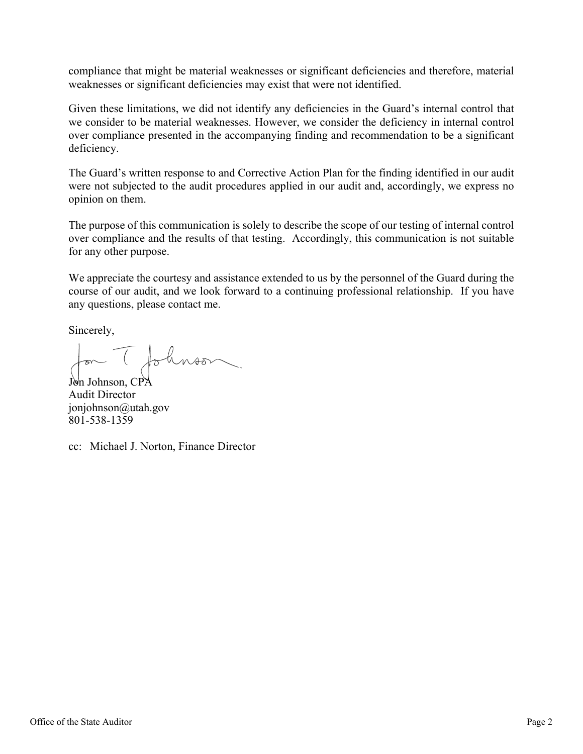compliance that might be material weaknesses or significant deficiencies and therefore, material weaknesses or significant deficiencies may exist that were not identified.

Given these limitations, we did not identify any deficiencies in the Guard's internal control that we consider to be material weaknesses. However, we consider the deficiency in internal control over compliance presented in the accompanying finding and recommendation to be a significant deficiency.

The Guard's written response to and Corrective Action Plan for the finding identified in our audit were not subjected to the audit procedures applied in our audit and, accordingly, we express no opinion on them.

The purpose of this communication is solely to describe the scope of our testing of internal control over compliance and the results of that testing. Accordingly, this communication is not suitable for any other purpose.

We appreciate the courtesy and assistance extended to us by the personnel of the Guard during the course of our audit, and we look forward to a continuing professional relationship. If you have any questions, please contact me.

Sincerely,

Jon Johnson, CPA
Audit Director
jonjohnson@utah.gov
801-538-1359

cc: Michael J. Norton, Finance Director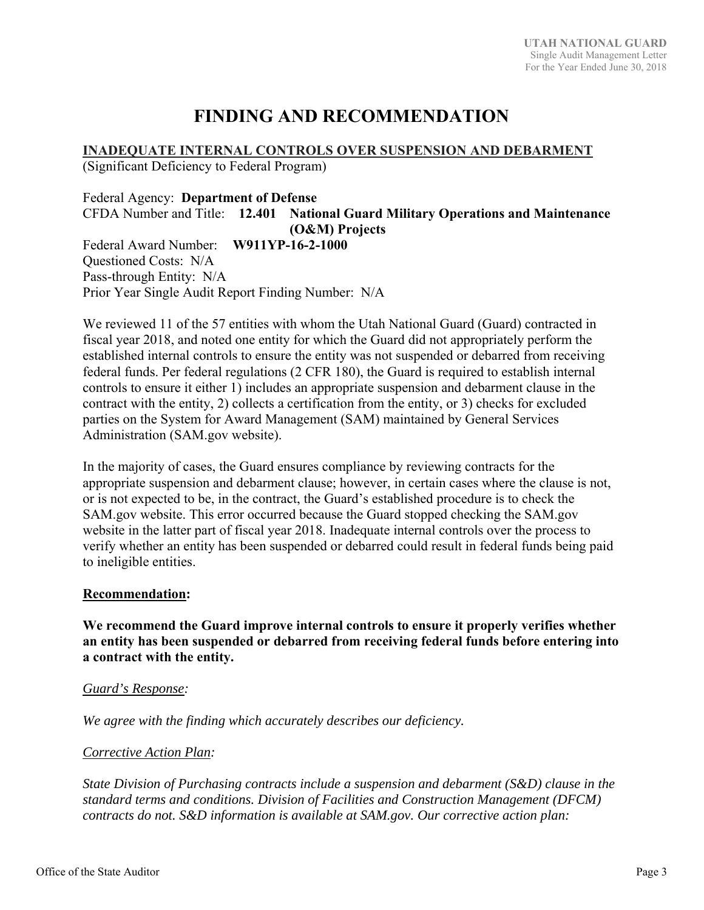# FINDING AND RECOMMENDATION

**INADEQUATE INTERNAL CONTROLS OVER SUSPENSION AND DEBARMENT**
(Significant Deficiency to Federal Program)

Federal Agency: **Department of Defense**
CFDA Number and Title: **12.401 National Guard Military Operations and Maintenance (O&M) Projects**
Federal Award Number: **W911YP-16-2-1000**
Questioned Costs: N/A
Pass-through Entity: N/A
Prior Year Single Audit Report Finding Number: N/A

We reviewed 11 of the 57 entities with whom the Utah National Guard (Guard) contracted in fiscal year 2018, and noted one entity for which the Guard did not appropriately perform the established internal controls to ensure the entity was not suspended or debarred from receiving federal funds. Per federal regulations (2 CFR 180), the Guard is required to establish internal controls to ensure it either 1) includes an appropriate suspension and debarment clause in the contract with the entity, 2) collects a certification from the entity, or 3) checks for excluded parties on the System for Award Management (SAM) maintained by General Services Administration (SAM.gov website).

In the majority of cases, the Guard ensures compliance by reviewing contracts for the appropriate suspension and debarment clause; however, in certain cases where the clause is not, or is not expected to be, in the contract, the Guard's established procedure is to check the SAM.gov website. This error occurred because the Guard stopped checking the SAM.gov website in the latter part of fiscal year 2018. Inadequate internal controls over the process to verify whether an entity has been suspended or debarred could result in federal funds being paid to ineligible entities.

**Recommendation:**

**We recommend the Guard improve internal controls to ensure it properly verifies whether an entity has been suspended or debarred from receiving federal funds before entering into a contract with the entity.**

*Guard's Response:*

*We agree with the finding which accurately describes our deficiency.*

*Corrective Action Plan:*

*State Division of Purchasing contracts include a suspension and debarment (S&D) clause in the standard terms and conditions. Division of Facilities and Construction Management (DFCM) contracts do not. S&D information is available at SAM.gov. Our corrective action plan:*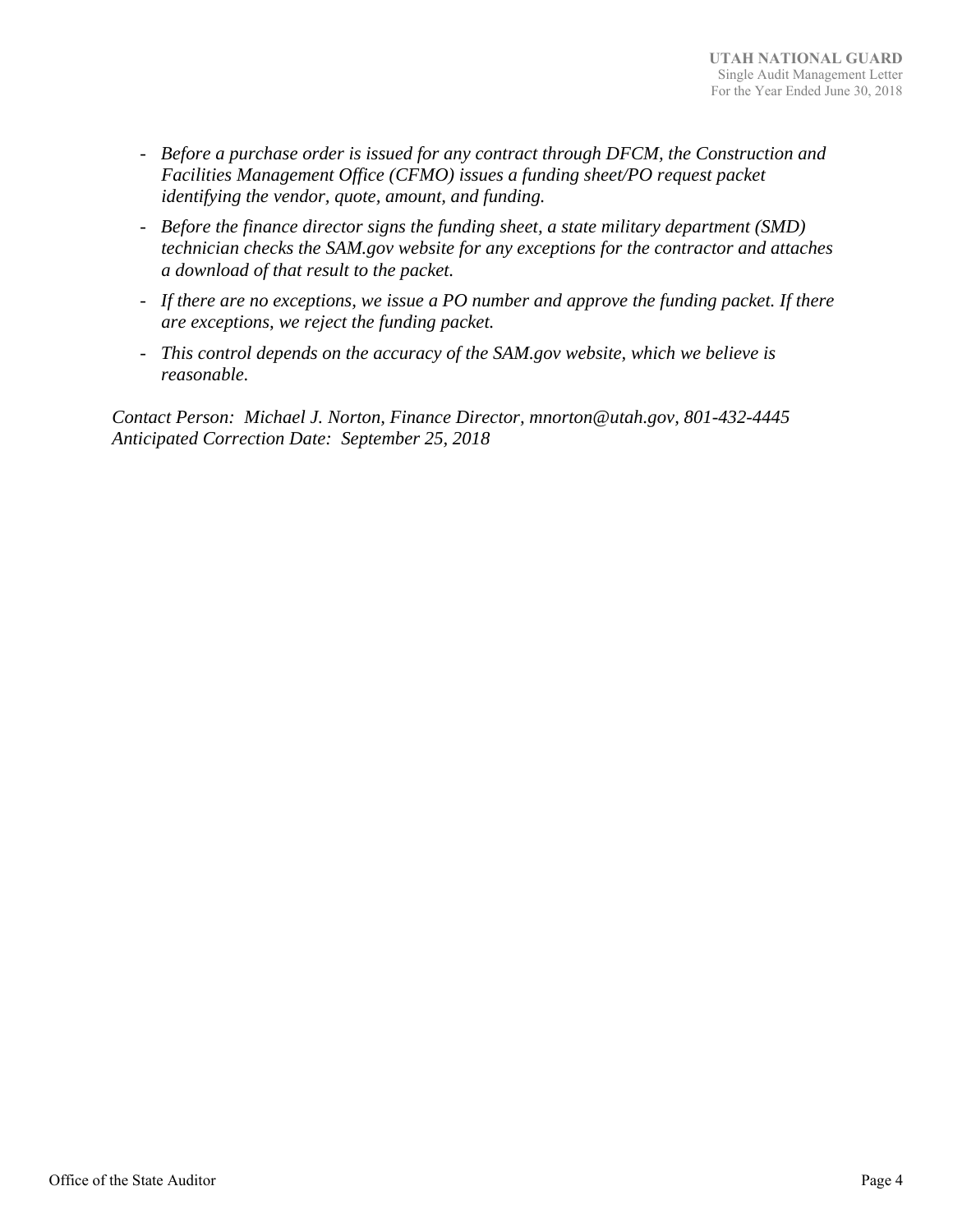- *Before a purchase order is issued for any contract through DFCM, the Construction and Facilities Management Office (CFMO) issues a funding sheet/PO request packet identifying the vendor, quote, amount, and funding.*
- *Before the finance director signs the funding sheet, a state military department (SMD) technician checks the SAM.gov website for any exceptions for the contractor and attaches a download of that result to the packet.*
- *If there are no exceptions, we issue a PO number and approve the funding packet. If there are exceptions, we reject the funding packet.*
- *This control depends on the accuracy of the SAM.gov website, which we believe is reasonable.*

*Contact Person: Michael J. Norton, Finance Director, mnorton@utah.gov, 801-432-4445*
*Anticipated Correction Date: September 25, 2018*